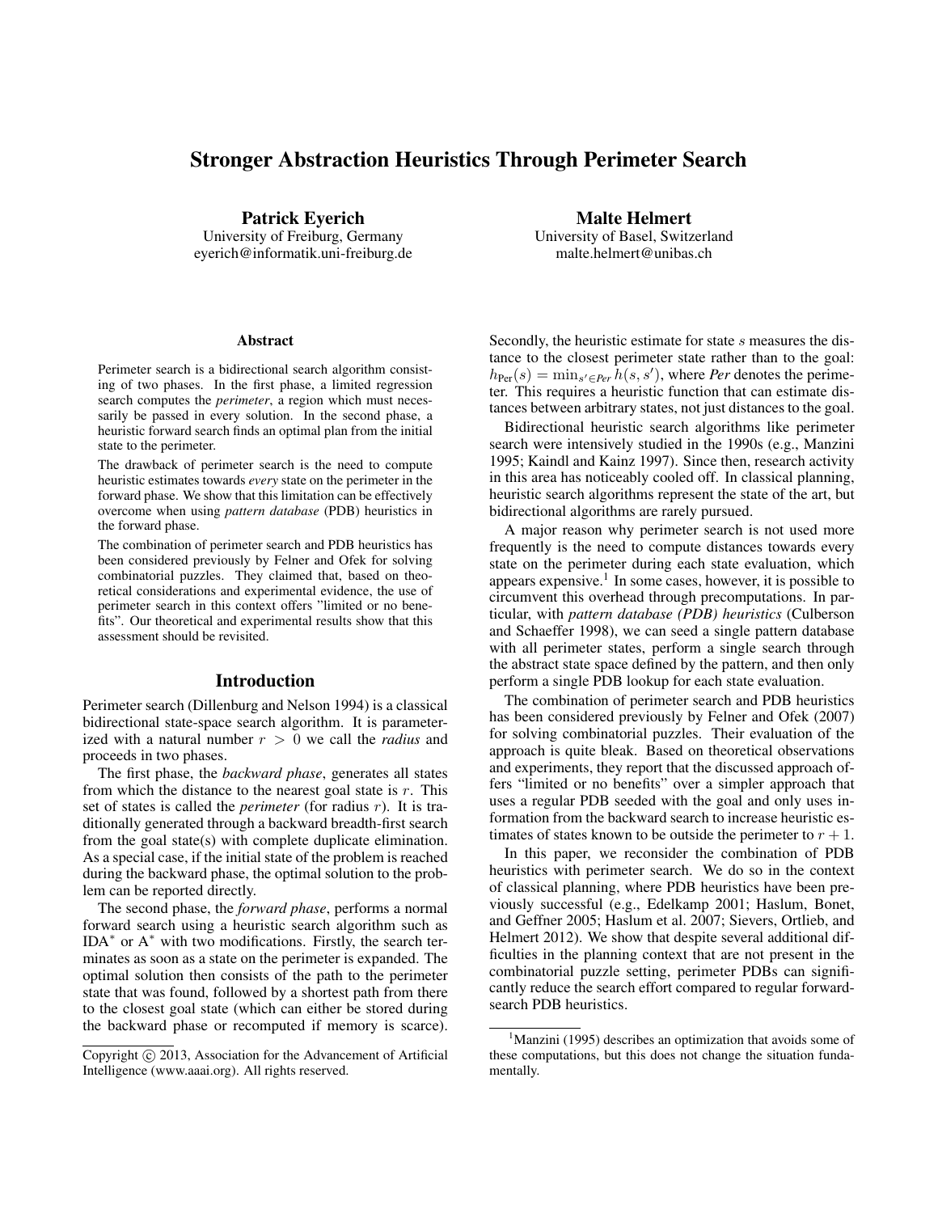# Stronger Abstraction Heuristics Through Perimeter Search

**Patrick Eyerich**
University of Freiburg, Germany
eyerich@informatik.uni-freiburg.de

**Malte Helmert**
University of Basel, Switzerland
malte.helmert@unibas.ch

## Abstract

Perimeter search is a bidirectional search algorithm consisting of two phases. In the first phase, a limited regression search computes the *perimeter*, a region which must necessarily be passed in every solution. In the second phase, a heuristic forward search finds an optimal plan from the initial state to the perimeter.

The drawback of perimeter search is the need to compute heuristic estimates towards *every* state on the perimeter in the forward phase. We show that this limitation can be effectively overcome when using *pattern database* (PDB) heuristics in the forward phase.

The combination of perimeter search and PDB heuristics has been considered previously by Felner and Ofek for solving combinatorial puzzles. They claimed that, based on theoretical considerations and experimental evidence, the use of perimeter search in this context offers "limited or no benefits". Our theoretical and experimental results show that this assessment should be revisited.

## Introduction

Perimeter search (Dillenburg and Nelson 1994) is a classical bidirectional state-space search algorithm. It is parameterized with a natural number $r > 0$ we call the *radius* and proceeds in two phases.

The first phase, the *backward phase*, generates all states from which the distance to the nearest goal state is $r$. This set of states is called the *perimeter* (for radius $r$). It is traditionally generated through a backward breadth-first search from the goal state(s) with complete duplicate elimination. As a special case, if the initial state of the problem is reached during the backward phase, the optimal solution to the problem can be reported directly.

The second phase, the *forward phase*, performs a normal forward search using a heuristic search algorithm such as IDA$^*$ or A$^*$ with two modifications. Firstly, the search terminates as soon as a state on the perimeter is expanded. The optimal solution then consists of the path to the perimeter state that was found, followed by a shortest path from there to the closest goal state (which can either be stored during the backward phase or recomputed if memory is scarce). Secondly, the heuristic estimate for state $s$ measures the distance to the closest perimeter state rather than to the goal: $h_{\text{Per}}(s) = \min_{s' \in \textit{Per}} h(s, s')$, where *Per* denotes the perimeter. This requires a heuristic function that can estimate distances between arbitrary states, not just distances to the goal.

Bidirectional heuristic search algorithms like perimeter search were intensively studied in the 1990s (e.g., Manzini 1995; Kaindl and Kainz 1997). Since then, research activity in this area has noticeably cooled off. In classical planning, heuristic search algorithms represent the state of the art, but bidirectional algorithms are rarely pursued.

A major reason why perimeter search is not used more frequently is the need to compute distances towards every state on the perimeter during each state evaluation, which appears expensive.[1] In some cases, however, it is possible to circumvent this overhead through precomputations. In particular, with *pattern database (PDB) heuristics* (Culberson and Schaeffer 1998), we can seed a single pattern database with all perimeter states, perform a single search through the abstract state space defined by the pattern, and then only perform a single PDB lookup for each state evaluation.

The combination of perimeter search and PDB heuristics has been considered previously by Felner and Ofek (2007) for solving combinatorial puzzles. Their evaluation of the approach is quite bleak. Based on theoretical observations and experiments, they report that the discussed approach offers "limited or no benefits" over a simpler approach that uses a regular PDB seeded with the goal and only uses information from the backward search to increase heuristic estimates of states known to be outside the perimeter to $r + 1$.

In this paper, we reconsider the combination of PDB heuristics with perimeter search. We do so in the context of classical planning, where PDB heuristics have been previously successful (e.g., Edelkamp 2001; Haslum, Bonet, and Geffner 2005; Haslum et al. 2007; Sievers, Ortlieb, and Helmert 2012). We show that despite several additional difficulties in the planning context that are not present in the combinatorial puzzle setting, perimeter PDBs can significantly reduce the search effort compared to regular forward-search PDB heuristics.

[1] Manzini (1995) describes an optimization that avoids some of these computations, but this does not change the situation fundamentally.

Copyright © 2013, Association for the Advancement of Artificial Intelligence (www.aaai.org). All rights reserved.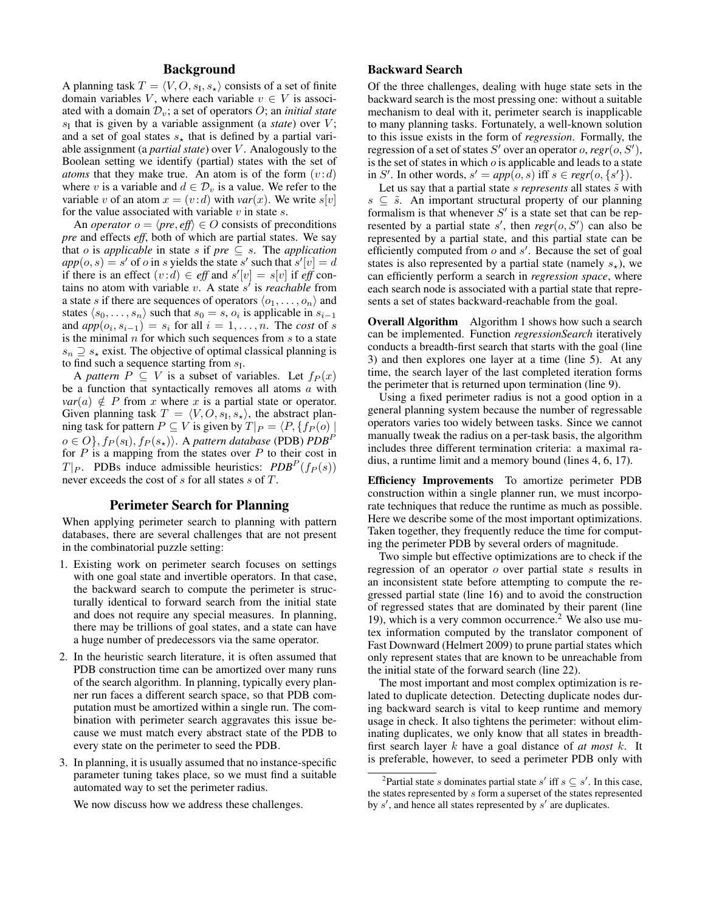## Background

A planning task $T = \langle V, O, s_I, s_\star \rangle$ consists of a set of finite domain variables $V$, where each variable $v \in V$ is associated with a domain $\mathcal{D}_v$; a set of operators $O$; an *initial state* $s_I$ that is given by a variable assignment (a *state*) over $V$; and a set of goal states $s_\star$ that is defined by a partial variable assignment (a *partial state*) over $V$. Analogously to the Boolean setting we identify (partial) states with the set of *atoms* that they make true. An atom is of the form $(v\!:\!d)$ where $v$ is a variable and $d \in \mathcal{D}_v$ is a value. We refer to the variable $v$ of an atom $x = (v\!:\!d)$ with $var(x)$. We write $s[v]$ for the value associated with variable $v$ in state $s$.

An *operator* $o = \langle pre, eff \rangle \in O$ consists of preconditions *pre* and effects *eff*, both of which are partial states. We say that $o$ is *applicable* in state $s$ if $pre \subseteq s$. The *application* $app(o, s) = s'$ of $o$ in $s$ yields the state $s'$ such that $s'[v] = d$ if there is an effect $(v\!:\!d) \in eff$ and $s'[v] = s[v]$ if *eff* contains no atom with variable $v$. A state $s'$ is *reachable* from a state $s$ if there are sequences of operators $\langle o_1, \ldots, o_n \rangle$ and states $\langle s_0, \ldots, s_n \rangle$ such that $s_0 = s$, $o_i$ is applicable in $s_{i-1}$ and $app(o_i, s_{i-1}) = s_i$ for all $i = 1, \ldots, n$. The *cost* of $s$ is the minimal $n$ for which such sequences from $s$ to a state $s_n \supseteq s_\star$ exist. The objective of optimal classical planning is to find such a sequence starting from $s_I$.

A *pattern* $P \subseteq V$ is a subset of variables. Let $f_P(x)$ be a function that syntactically removes all atoms $a$ with $var(a) \notin P$ from $x$ where $x$ is a partial state or operator. Given planning task $T = \langle V, O, s_I, s_\star \rangle$, the abstract planning task for pattern $P \subseteq V$ is given by $T|_P = \langle P, \{f_P(o) \mid o \in O\}, f_P(s_I), f_P(s_\star) \rangle$. A *pattern database* (PDB) $PDB^P$ for $P$ is a mapping from the states over $P$ to their cost in $T|_P$. PDBs induce admissible heuristics: $PDB^P(f_P(s))$ never exceeds the cost of $s$ for all states $s$ of $T$.

## Perimeter Search for Planning

When applying perimeter search to planning with pattern databases, there are several challenges that are not present in the combinatorial puzzle setting:

1. Existing work on perimeter search focuses on settings with one goal state and invertible operators. In that case, the backward search to compute the perimeter is structurally identical to forward search from the initial state and does not require any special measures. In planning, there may be trillions of goal states, and a state can have a huge number of predecessors via the same operator.
2. In the heuristic search literature, it is often assumed that PDB construction time can be amortized over many runs of the search algorithm. In planning, typically every planner run faces a different search space, so that PDB computation must be amortized within a single run. The combination with perimeter search aggravates this issue because we must match every abstract state of the PDB to every state on the perimeter to seed the PDB.
3. In planning, it is usually assumed that no instance-specific parameter tuning takes place, so we must find a suitable automated way to set the perimeter radius.

We now discuss how we address these challenges.

### Backward Search

Of the three challenges, dealing with huge state sets in the backward search is the most pressing one: without a suitable mechanism to deal with it, perimeter search is inapplicable to many planning tasks. Fortunately, a well-known solution to this issue exists in the form of *regression*. Formally, the regression of a set of states $S'$ over an operator $o$, $regr(o, S')$, is the set of states in which $o$ is applicable and leads to a state in $S'$. In other words, $s' = app(o, s)$ iff $s \in regr(o, \{s'\})$.

Let us say that a partial state $s$ *represents* all states $\tilde{s}$ with $s \subseteq \tilde{s}$. An important structural property of our planning formalism is that whenever $S'$ is a state set that can be represented by a partial state $s'$, then $regr(o, S')$ can also be represented by a partial state, and this partial state can be efficiently computed from $o$ and $s'$. Because the set of goal states is also represented by a partial state (namely $s_\star$), we can efficiently perform a search in *regression space*, where each search node is associated with a partial state that represents a set of states backward-reachable from the goal.

**Overall Algorithm** Algorithm 1 shows how such a search can be implemented. Function *regressionSearch* iteratively conducts a breadth-first search that starts with the goal (line 3) and then explores one layer at a time (line 5). At any time, the search layer of the last completed iteration forms the perimeter that is returned upon termination (line 9).

Using a fixed perimeter radius is not a good option in a general planning system because the number of regressable operators varies too widely between tasks. Since we cannot manually tweak the radius on a per-task basis, the algorithm includes three different termination criteria: a maximal radius, a runtime limit and a memory bound (lines 4, 6, 17).

**Efficiency Improvements** To amortize perimeter PDB construction within a single planner run, we must incorporate techniques that reduce the runtime as much as possible. Here we describe some of the most important optimizations. Taken together, they frequently reduce the time for computing the perimeter PDB by several orders of magnitude.

Two simple but effective optimizations are to check if the regression of an operator $o$ over partial state $s$ results in an inconsistent state before attempting to compute the regressed partial state (line 16) and to avoid the construction of regressed states that are dominated by their parent (line 19), which is a very common occurrence.[2] We also use mutex information computed by the translator component of Fast Downward (Helmert 2009) to prune partial states which only represent states that are known to be unreachable from the initial state of the forward search (line 22).

The most important and most complex optimization is related to duplicate detection. Detecting duplicate nodes during backward search is vital to keep runtime and memory usage in check. It also tightens the perimeter: without eliminating duplicates, we only know that all states in breadth-first search layer $k$ have a goal distance of *at most* $k$. It is preferable, however, to seed a perimeter PDB only with

[2] Partial state $s$ dominates partial state $s'$ iff $s \subseteq s'$. In this case, the states represented by $s$ form a superset of the states represented by $s'$, and hence all states represented by $s'$ are duplicates.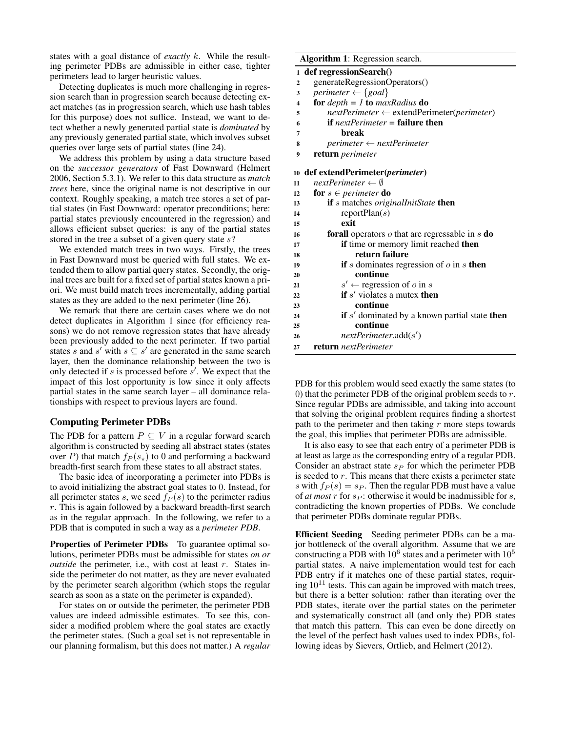states with a goal distance of *exactly* $k$. While the resulting perimeter PDBs are admissible in either case, tighter perimeters lead to larger heuristic values.

Detecting duplicates is much more challenging in regression search than in progression search because detecting exact matches (as in progression search, which use hash tables for this purpose) does not suffice. Instead, we want to detect whether a newly generated partial state is *dominated* by any previously generated partial state, which involves subset queries over large sets of partial states (line 24).

We address this problem by using a data structure based on the *successor generators* of Fast Downward (Helmert 2006, Section 5.3.1). We refer to this data structure as *match trees* here, since the original name is not descriptive in our context. Roughly speaking, a match tree stores a set of partial states (in Fast Downward: operator preconditions; here: partial states previously encountered in the regression) and allows efficient subset queries: is any of the partial states stored in the tree a subset of a given query state $s$?

We extended match trees in two ways. Firstly, the trees in Fast Downward must be queried with full states. We extended them to allow partial query states. Secondly, the original trees are built for a fixed set of partial states known a priori. We must build match trees incrementally, adding partial states as they are added to the next perimeter (line 26).

We remark that there are certain cases where we do not detect duplicates in Algorithm 1 since (for efficiency reasons) we do not remove regression states that have already been previously added to the next perimeter. If two partial states $s$ and $s'$ with $s \subseteq s'$ are generated in the same search layer, then the dominance relationship between the two is only detected if $s$ is processed before $s'$. We expect that the impact of this lost opportunity is low since it only affects partial states in the same search layer – all dominance relationships with respect to previous layers are found.

**Algorithm 1**: Regression search.

```
1  def regressionSearch()
2      generateRegressionOperators()
3      perimeter ← {goal}
4      for depth = 1 to maxRadius do
5          nextPerimeter ← extendPerimeter(perimeter)
6          if nextPerimeter = failure then
7              break
8          perimeter ← nextPerimeter
9      return perimeter

10 def extendPerimeter(perimeter)
11     nextPerimeter ← ∅
12     for s ∈ perimeter do
13         if s matches originalInitState then
14             reportPlan(s)
15             exit
16         forall operators o that are regressable in s do
17             if time or memory limit reached then
18                 return failure
19             if s dominates regression of o in s then
20                 continue
21             s' ← regression of o in s
22             if s' violates a mutex then
23                 continue
24             if s' dominated by a known partial state then
25                 continue
26             nextPerimeter.add(s')
27     return nextPerimeter
```

## Computing Perimeter PDBs

The PDB for a pattern $P \subseteq V$ in a regular forward search algorithm is constructed by seeding all abstract states (states over $P$) that match $f_P(s_\star)$ to 0 and performing a backward breadth-first search from these states to all abstract states.

The basic idea of incorporating a perimeter into PDBs is to avoid initializing the abstract goal states to 0. Instead, for all perimeter states $s$, we seed $f_P(s)$ to the perimeter radius $r$. This is again followed by a backward breadth-first search as in the regular approach. In the following, we refer to a PDB that is computed in such a way as a *perimeter PDB*.

**Properties of Perimeter PDBs** To guarantee optimal solutions, perimeter PDBs must be admissible for states *on or outside* the perimeter, i.e., with cost at least $r$. States inside the perimeter do not matter, as they are never evaluated by the perimeter search algorithm (which stops the regular search as soon as a state on the perimeter is expanded).

For states on or outside the perimeter, the perimeter PDB values are indeed admissible estimates. To see this, consider a modified problem where the goal states are exactly the perimeter states. (Such a goal set is not representable in our planning formalism, but this does not matter.) A *regular* PDB for this problem would seed exactly the same states (to 0) that the perimeter PDB of the original problem seeds to $r$. Since regular PDBs are admissible, and taking into account that solving the original problem requires finding a shortest path to the perimeter and then taking $r$ more steps towards the goal, this implies that perimeter PDBs are admissible.

It is also easy to see that each entry of a perimeter PDB is at least as large as the corresponding entry of a regular PDB. Consider an abstract state $s_P$ for which the perimeter PDB is seeded to $r$. This means that there exists a perimeter state $s$ with $f_P(s) = s_P$. Then the regular PDB must have a value of *at most* $r$ for $s_P$: otherwise it would be inadmissible for $s$, contradicting the known properties of PDBs. We conclude that perimeter PDBs dominate regular PDBs.

**Efficient Seeding** Seeding perimeter PDBs can be a major bottleneck of the overall algorithm. Assume that we are constructing a PDB with $10^6$ states and a perimeter with $10^5$ partial states. A naive implementation would test for each PDB entry if it matches one of these partial states, requiring $10^{11}$ tests. This can again be improved with match trees, but there is a better solution: rather than iterating over the PDB states, iterate over the partial states on the perimeter and systematically construct all (and only the) PDB states that match this pattern. This can even be done directly on the level of the perfect hash values used to index PDBs, following ideas by Sievers, Ortlieb, and Helmert (2012).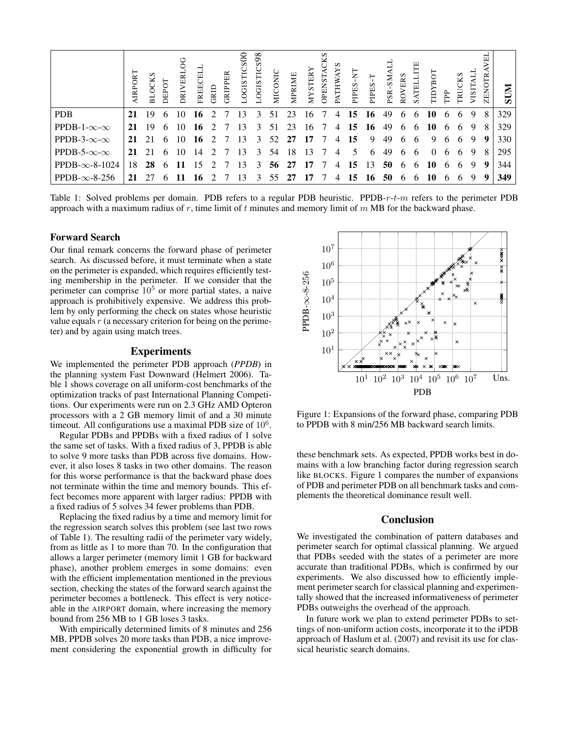| | AIRPORT | BLOCKS | DEPOT | DRIVERLOG | FREECELL | GRID | GRIPPER | LOGISTICS00 | LOGISTICS98 | MICONIC | MPRIME | MYSTERY | OPENSTACKS | PATHWAYS | PIPES-NT | PIPES-T | PSR-SMALL | ROVERS | SATELLITE | TIDYBOT | TPP | TRUCKS | VISITALL | ZENOTRAVEL | **SUM** |
|---|---|---|---|---|---|---|---|---|---|---|---|---|---|---|---|---|---|---|---|---|---|---|---|---|---|
| PDB | **21** | 19 | 6 | 10 | **16** | 2 | 7 | 13 | 3 | 51 | 23 | 16 | 7 | 4 | **15** | **16** | 49 | 6 | 6 | **10** | 6 | 6 | 9 | 8 | 329 |
| PPDB-1-$\infty$-$\infty$ | **21** | 19 | 6 | 10 | **16** | 2 | 7 | 13 | 3 | 51 | 23 | 16 | 7 | 4 | **15** | **16** | 49 | 6 | 6 | **10** | 6 | 6 | 9 | 8 | 329 |
| PPDB-3-$\infty$-$\infty$ | **21** | 21 | 6 | 10 | **16** | 2 | 7 | 13 | 3 | 52 | **27** | **17** | 7 | 4 | **15** | 9 | 49 | 6 | 6 | 9 | 6 | 6 | 9 | **9** | 330 |
| PPDB-5-$\infty$-$\infty$ | **21** | 21 | 6 | 10 | 14 | 2 | 7 | 13 | 3 | 54 | 18 | 13 | 7 | 4 | 5 | 6 | 49 | 6 | 6 | 0 | 6 | 6 | 9 | 8 | 295 |
| PPDB-$\infty$-8-1024 | 18 | **28** | 6 | **11** | 15 | 2 | 7 | 13 | 3 | **56** | **27** | **17** | 7 | 4 | **15** | 13 | **50** | 6 | 6 | **10** | 6 | 6 | 9 | **9** | 344 |
| PPDB-$\infty$-8-256 | **21** | 27 | 6 | **11** | **16** | 2 | 7 | 13 | 3 | 55 | **27** | **17** | 7 | 4 | **15** | **16** | **50** | 6 | 6 | **10** | 6 | 6 | 9 | **9** | **349** |

Table 1: Solved problems per domain. PDB refers to a regular PDB heuristic. PPDB-$r$-$t$-$m$ refers to the perimeter PDB approach with a maximum radius of $r$, time limit of $t$ minutes and memory limit of $m$ MB for the backward phase.

### Forward Search

Our final remark concerns the forward phase of perimeter search. As discussed before, it must terminate when a state on the perimeter is expanded, which requires efficiently testing membership in the perimeter. If we consider that the perimeter can comprise $10^5$ or more partial states, a naive approach is prohibitively expensive. We address this problem by only performing the check on states whose heuristic value equals $r$ (a necessary criterion for being on the perimeter) and by again using match trees.

## Experiments

We implemented the perimeter PDB approach (*PPDB*) in the planning system Fast Downward (Helmert 2006). Table 1 shows coverage on all uniform-cost benchmarks of the optimization tracks of past International Planning Competitions. Our experiments were run on 2.3 GHz AMD Opteron processors with a 2 GB memory limit and a 30 minute timeout. All configurations use a maximal PDB size of $10^6$.

Regular PDBs and PPDBs with a fixed radius of 1 solve the same set of tasks. With a fixed radius of 3, PPDB is able to solve 9 more tasks than PDB across five domains. However, it also loses 8 tasks in two other domains. The reason for this worse performance is that the backward phase does not terminate within the time and memory bounds. This effect becomes more apparent with larger radius: PPDB with a fixed radius of 5 solves 34 fewer problems than PDB.

Replacing the fixed radius by a time and memory limit for the regression search solves this problem (see last two rows of Table 1). The resulting radii of the perimeter vary widely, from as little as 1 to more than 70. In the configuration that allows a larger perimeter (memory limit 1 GB for backward phase), another problem emerges in some domains: even with the efficient implementation mentioned in the previous section, checking the states of the forward search against the perimeter becomes a bottleneck. This effect is very noticeable in the AIRPORT domain, where increasing the memory bound from 256 MB to 1 GB loses 3 tasks.

With empirically determined limits of 8 minutes and 256 MB, PPDB solves 20 more tasks than PDB, a nice improvement considering the exponential growth in difficulty for these benchmark sets. As expected, PPDB works best in domains with a low branching factor during regression search like BLOCKS. Figure 1 compares the number of expansions of PDB and perimeter PDB on all benchmark tasks and complements the theoretical dominance result well.

Figure 1: Expansions of the forward phase, comparing PDB to PPDB with 8 min/256 MB backward search limits.

## Conclusion

We investigated the combination of pattern databases and perimeter search for optimal classical planning. We argued that PDBs seeded with the states of a perimeter are more accurate than traditional PDBs, which is confirmed by our experiments. We also discussed how to efficiently implement perimeter search for classical planning and experimentally showed that the increased informativeness of perimeter PDBs outweighs the overhead of the approach.

In future work we plan to extend perimeter PDBs to settings of non-uniform action costs, incorporate it to the iPDB approach of Haslum et al. (2007) and revisit its use for classical heuristic search domains.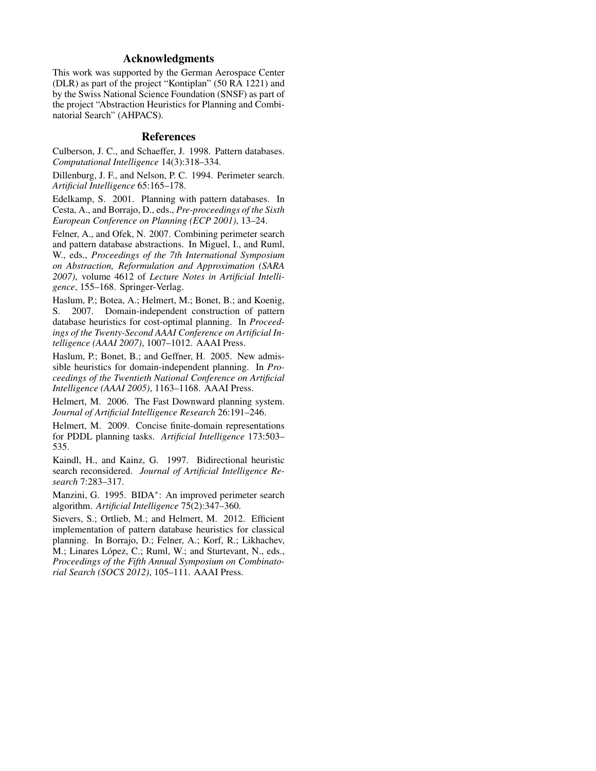## Acknowledgments

This work was supported by the German Aerospace Center (DLR) as part of the project "Kontiplan" (50 RA 1221) and by the Swiss National Science Foundation (SNSF) as part of the project "Abstraction Heuristics for Planning and Combinatorial Search" (AHPACS).

## References

Culberson, J. C., and Schaeffer, J. 1998. Pattern databases. *Computational Intelligence* 14(3):318–334.

Dillenburg, J. F., and Nelson, P. C. 1994. Perimeter search. *Artificial Intelligence* 65:165–178.

Edelkamp, S. 2001. Planning with pattern databases. In Cesta, A., and Borrajo, D., eds., *Pre-proceedings of the Sixth European Conference on Planning (ECP 2001)*, 13–24.

Felner, A., and Ofek, N. 2007. Combining perimeter search and pattern database abstractions. In Miguel, I., and Ruml, W., eds., *Proceedings of the 7th International Symposium on Abstraction, Reformulation and Approximation (SARA 2007)*, volume 4612 of *Lecture Notes in Artificial Intelligence*, 155–168. Springer-Verlag.

Haslum, P.; Botea, A.; Helmert, M.; Bonet, B.; and Koenig, S. 2007. Domain-independent construction of pattern database heuristics for cost-optimal planning. In *Proceedings of the Twenty-Second AAAI Conference on Artificial Intelligence (AAAI 2007)*, 1007–1012. AAAI Press.

Haslum, P.; Bonet, B.; and Geffner, H. 2005. New admissible heuristics for domain-independent planning. In *Proceedings of the Twentieth National Conference on Artificial Intelligence (AAAI 2005)*, 1163–1168. AAAI Press.

Helmert, M. 2006. The Fast Downward planning system. *Journal of Artificial Intelligence Research* 26:191–246.

Helmert, M. 2009. Concise finite-domain representations for PDDL planning tasks. *Artificial Intelligence* 173:503–535.

Kaindl, H., and Kainz, G. 1997. Bidirectional heuristic search reconsidered. *Journal of Artificial Intelligence Research* 7:283–317.

Manzini, G. 1995. BIDA$^*$: An improved perimeter search algorithm. *Artificial Intelligence* 75(2):347–360.

Sievers, S.; Ortlieb, M.; and Helmert, M. 2012. Efficient implementation of pattern database heuristics for classical planning. In Borrajo, D.; Felner, A.; Korf, R.; Likhachev, M.; Linares López, C.; Ruml, W.; and Sturtevant, N., eds., *Proceedings of the Fifth Annual Symposium on Combinatorial Search (SOCS 2012)*, 105–111. AAAI Press.